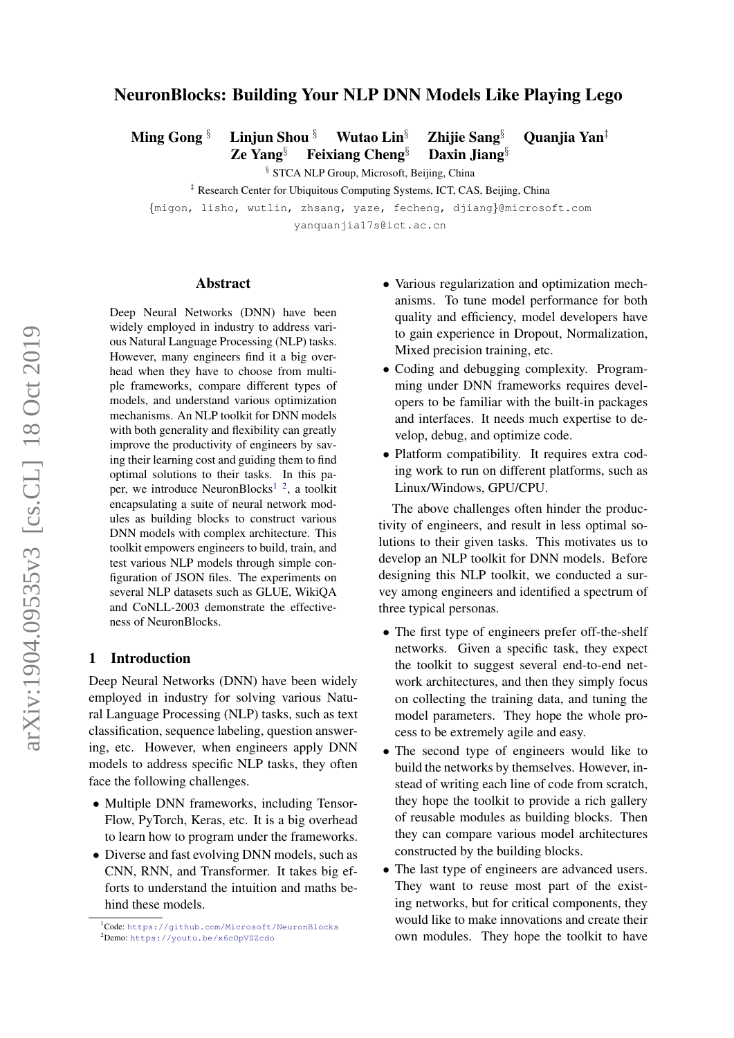# NeuronBlocks: Building Your NLP DNN Models Like Playing Lego

**Ming Gong** [§] **Linjun Shou** [§] **Wutao Lin**[§] **Zhijie Sang**[§] **Quanjia Yan**[‡]
**Ze Yang**[§] **Feixiang Cheng**[§] **Daxin Jiang**[§]

[§] STCA NLP Group, Microsoft, Beijing, China

[‡] Research Center for Ubiquitous Computing Systems, ICT, CAS, Beijing, China

{migon, lisho, wutlin, zhsang, yaze, fecheng, djiang}@microsoft.com

yanquanjia17s@ict.ac.cn

## Abstract

Deep Neural Networks (DNN) have been widely employed in industry to address various Natural Language Processing (NLP) tasks. However, many engineers find it a big overhead when they have to choose from multiple frameworks, compare different types of models, and understand various optimization mechanisms. An NLP toolkit for DNN models with both generality and flexibility can greatly improve the productivity of engineers by saving their learning cost and guiding them to find optimal solutions to their tasks. In this paper, we introduce NeuronBlocks[1] [2], a toolkit encapsulating a suite of neural network modules as building blocks to construct various DNN models with complex architecture. This toolkit empowers engineers to build, train, and test various NLP models through simple configuration of JSON files. The experiments on several NLP datasets such as GLUE, WikiQA and CoNLL-2003 demonstrate the effectiveness of NeuronBlocks.

## 1 Introduction

Deep Neural Networks (DNN) have been widely employed in industry for solving various Natural Language Processing (NLP) tasks, such as text classification, sequence labeling, question answering, etc. However, when engineers apply DNN models to address specific NLP tasks, they often face the following challenges.

- Multiple DNN frameworks, including TensorFlow, PyTorch, Keras, etc. It is a big overhead to learn how to program under the frameworks.
- Diverse and fast evolving DNN models, such as CNN, RNN, and Transformer. It takes big efforts to understand the intuition and maths behind these models.
- Various regularization and optimization mechanisms. To tune model performance for both quality and efficiency, model developers have to gain experience in Dropout, Normalization, Mixed precision training, etc.
- Coding and debugging complexity. Programming under DNN frameworks requires developers to be familiar with the built-in packages and interfaces. It needs much expertise to develop, debug, and optimize code.
- Platform compatibility. It requires extra coding work to run on different platforms, such as Linux/Windows, GPU/CPU.

The above challenges often hinder the productivity of engineers, and result in less optimal solutions to their given tasks. This motivates us to develop an NLP toolkit for DNN models. Before designing this NLP toolkit, we conducted a survey among engineers and identified a spectrum of three typical personas.

- The first type of engineers prefer off-the-shelf networks. Given a specific task, they expect the toolkit to suggest several end-to-end network architectures, and then they simply focus on collecting the training data, and tuning the model parameters. They hope the whole process to be extremely agile and easy.
- The second type of engineers would like to build the networks by themselves. However, instead of writing each line of code from scratch, they hope the toolkit to provide a rich gallery of reusable modules as building blocks. Then they can compare various model architectures constructed by the building blocks.
- The last type of engineers are advanced users. They want to reuse most part of the existing networks, but for critical components, they would like to make innovations and create their own modules. They hope the toolkit to have

[1] Code: https://github.com/Microsoft/NeuronBlocks
[2] Demo: https://youtu.be/x6cOpVSZcdo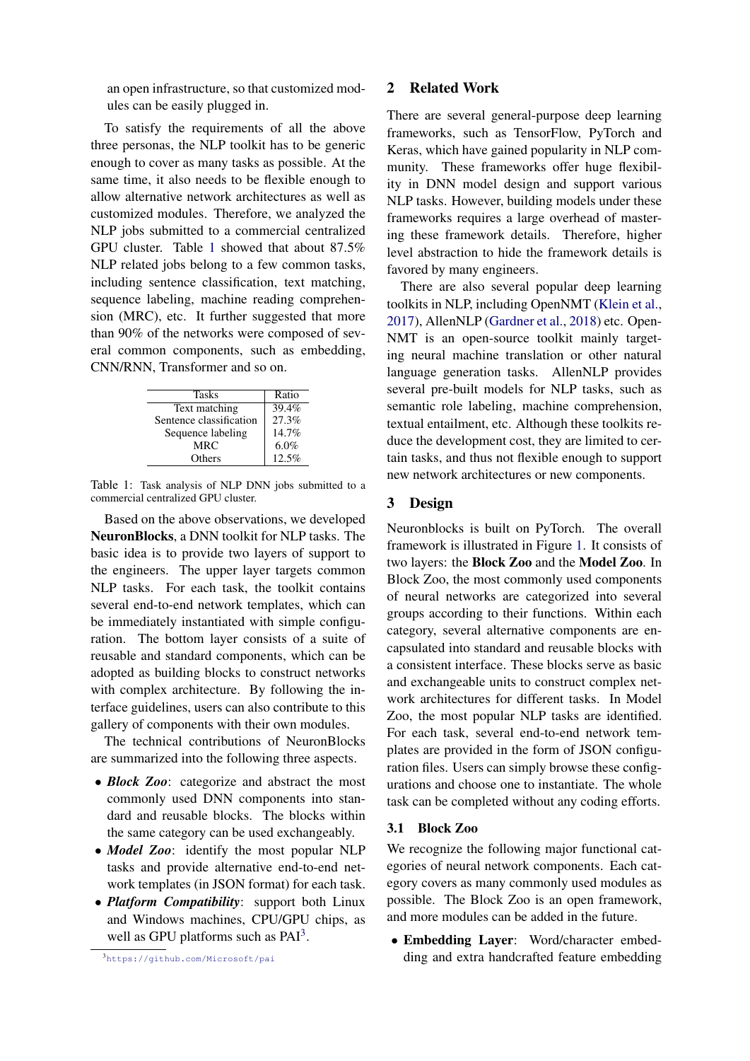an open infrastructure, so that customized modules can be easily plugged in.

To satisfy the requirements of all the above three personas, the NLP toolkit has to be generic enough to cover as many tasks as possible. At the same time, it also needs to be flexible enough to allow alternative network architectures as well as customized modules. Therefore, we analyzed the NLP jobs submitted to a commercial centralized GPU cluster. Table 1 showed that about 87.5% NLP related jobs belong to a few common tasks, including sentence classification, text matching, sequence labeling, machine reading comprehension (MRC), etc. It further suggested that more than 90% of the networks were composed of several common components, such as embedding, CNN/RNN, Transformer and so on.

| Tasks | Ratio |
|---|---|
| Text matching | 39.4% |
| Sentence classification | 27.3% |
| Sequence labeling | 14.7% |
| MRC | 6.0% |
| Others | 12.5% |

Table 1: Task analysis of NLP DNN jobs submitted to a commercial centralized GPU cluster.

Based on the above observations, we developed **NeuronBlocks**, a DNN toolkit for NLP tasks. The basic idea is to provide two layers of support to the engineers. The upper layer targets common NLP tasks. For each task, the toolkit contains several end-to-end network templates, which can be immediately instantiated with simple configuration. The bottom layer consists of a suite of reusable and standard components, which can be adopted as building blocks to construct networks with complex architecture. By following the interface guidelines, users can also contribute to this gallery of components with their own modules.

The technical contributions of NeuronBlocks are summarized into the following three aspects.

- ***Block Zoo***: categorize and abstract the most commonly used DNN components into standard and reusable blocks. The blocks within the same category can be used exchangeably.
- ***Model Zoo***: identify the most popular NLP tasks and provide alternative end-to-end network templates (in JSON format) for each task.
- ***Platform Compatibility***: support both Linux and Windows machines, CPU/GPU chips, as well as GPU platforms such as PAI[3].

[3] https://github.com/Microsoft/pai

## 2 Related Work

There are several general-purpose deep learning frameworks, such as TensorFlow, PyTorch and Keras, which have gained popularity in NLP community. These frameworks offer huge flexibility in DNN model design and support various NLP tasks. However, building models under these frameworks requires a large overhead of mastering these framework details. Therefore, higher level abstraction to hide the framework details is favored by many engineers.

There are also several popular deep learning toolkits in NLP, including OpenNMT (Klein et al., 2017), AllenNLP (Gardner et al., 2018) etc. OpenNMT is an open-source toolkit mainly targeting neural machine translation or other natural language generation tasks. AllenNLP provides several pre-built models for NLP tasks, such as semantic role labeling, machine comprehension, textual entailment, etc. Although these toolkits reduce the development cost, they are limited to certain tasks, and thus not flexible enough to support new network architectures or new components.

## 3 Design

Neuronblocks is built on PyTorch. The overall framework is illustrated in Figure 1. It consists of two layers: the **Block Zoo** and the **Model Zoo**. In Block Zoo, the most commonly used components of neural networks are categorized into several groups according to their functions. Within each category, several alternative components are encapsulated into standard and reusable blocks with a consistent interface. These blocks serve as basic and exchangeable units to construct complex network architectures for different tasks. In Model Zoo, the most popular NLP tasks are identified. For each task, several end-to-end network templates are provided in the form of JSON configuration files. Users can simply browse these configurations and choose one to instantiate. The whole task can be completed without any coding efforts.

### 3.1 Block Zoo

We recognize the following major functional categories of neural network components. Each category covers as many commonly used modules as possible. The Block Zoo is an open framework, and more modules can be added in the future.

- **Embedding Layer**: Word/character embedding and extra handcrafted feature embedding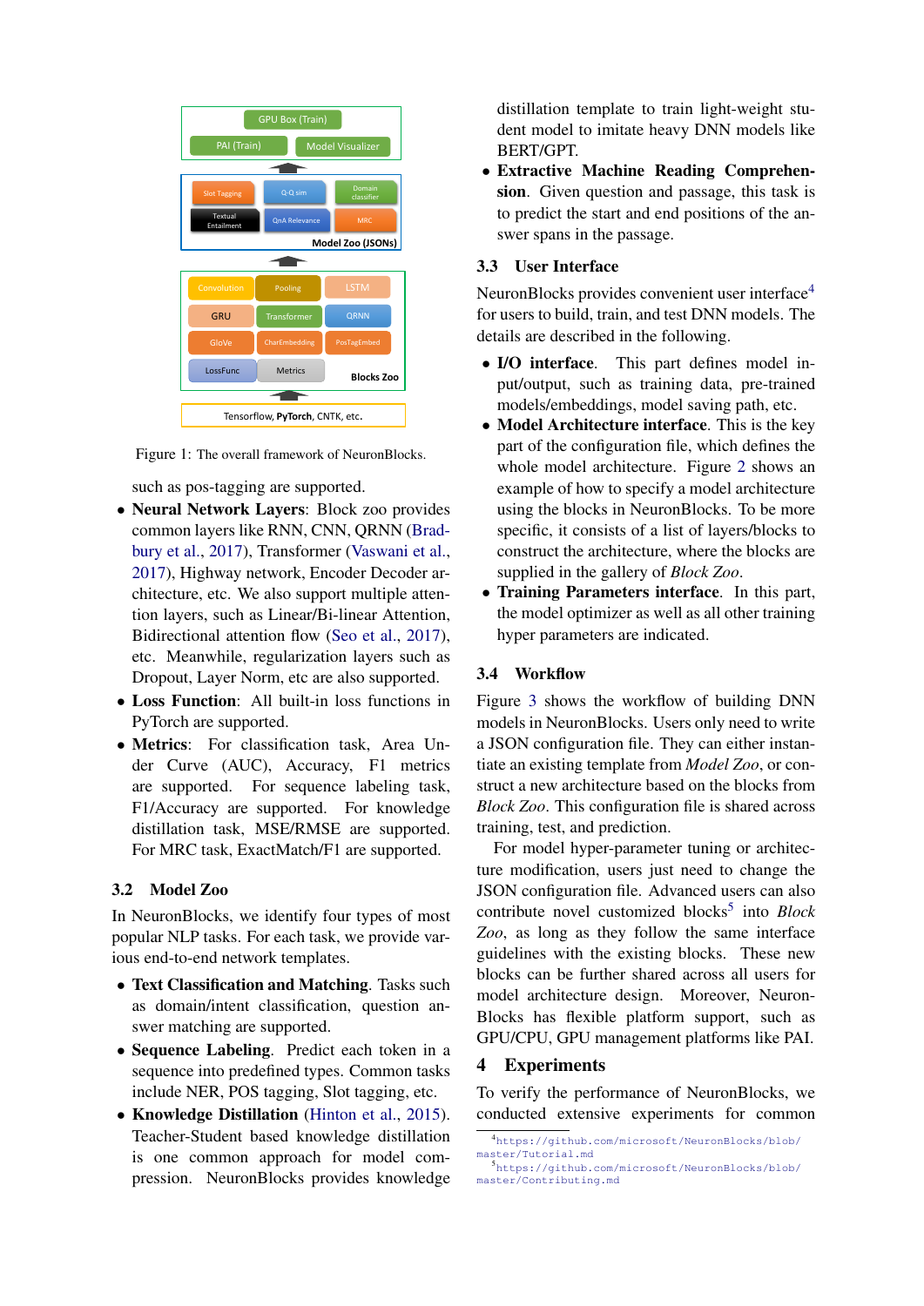Figure 1: The overall framework of NeuronBlocks.

such as pos-tagging are supported.

- **Neural Network Layers**: Block zoo provides common layers like RNN, CNN, QRNN (Bradbury et al., 2017), Transformer (Vaswani et al., 2017), Highway network, Encoder Decoder architecture, etc. We also support multiple attention layers, such as Linear/Bi-linear Attention, Bidirectional attention flow (Seo et al., 2017), etc. Meanwhile, regularization layers such as Dropout, Layer Norm, etc are also supported.
- **Loss Function**: All built-in loss functions in PyTorch are supported.
- **Metrics**: For classification task, Area Under Curve (AUC), Accuracy, F1 metrics are supported. For sequence labeling task, F1/Accuracy are supported. For knowledge distillation task, MSE/RMSE are supported. For MRC task, ExactMatch/F1 are supported.

### 3.2 Model Zoo

In NeuronBlocks, we identify four types of most popular NLP tasks. For each task, we provide various end-to-end network templates.

- **Text Classification and Matching**. Tasks such as domain/intent classification, question answer matching are supported.
- **Sequence Labeling**. Predict each token in a sequence into predefined types. Common tasks include NER, POS tagging, Slot tagging, etc.
- **Knowledge Distillation** (Hinton et al., 2015). Teacher-Student based knowledge distillation is one common approach for model compression. NeuronBlocks provides knowledge distillation template to train light-weight student model to imitate heavy DNN models like BERT/GPT.
- **Extractive Machine Reading Comprehension**. Given question and passage, this task is to predict the start and end positions of the answer spans in the passage.

### 3.3 User Interface

NeuronBlocks provides convenient user interface[4] for users to build, train, and test DNN models. The details are described in the following.

- **I/O interface**. This part defines model input/output, such as training data, pre-trained models/embeddings, model saving path, etc.
- **Model Architecture interface**. This is the key part of the configuration file, which defines the whole model architecture. Figure 2 shows an example of how to specify a model architecture using the blocks in NeuronBlocks. To be more specific, it consists of a list of layers/blocks to construct the architecture, where the blocks are supplied in the gallery of *Block Zoo*.
- **Training Parameters interface**. In this part, the model optimizer as well as all other training hyper parameters are indicated.

### 3.4 Workflow

Figure 3 shows the workflow of building DNN models in NeuronBlocks. Users only need to write a JSON configuration file. They can either instantiate an existing template from *Model Zoo*, or construct a new architecture based on the blocks from *Block Zoo*. This configuration file is shared across training, test, and prediction.

For model hyper-parameter tuning or architecture modification, users just need to change the JSON configuration file. Advanced users can also contribute novel customized blocks[5] into *Block Zoo*, as long as they follow the same interface guidelines with the existing blocks. These new blocks can be further shared across all users for model architecture design. Moreover, NeuronBlocks has flexible platform support, such as GPU/CPU, GPU management platforms like PAI.

## 4 Experiments

To verify the performance of NeuronBlocks, we conducted extensive experiments for common

[4] https://github.com/microsoft/NeuronBlocks/blob/master/Tutorial.md

[5] https://github.com/microsoft/NeuronBlocks/blob/master/Contributing.md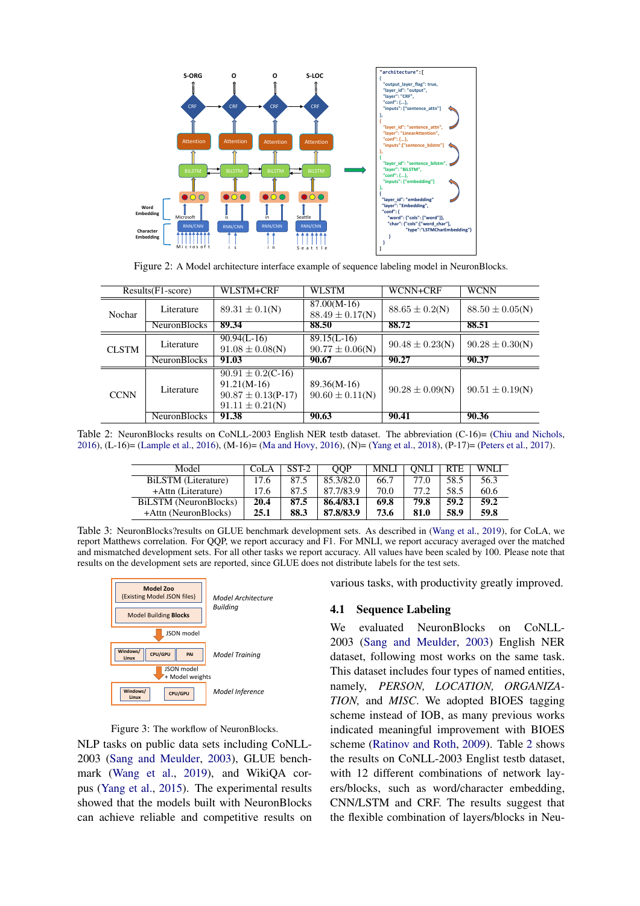Figure 2: A Model architecture interface example of sequence labeling model in NeuronBlocks.

| Results(F1-score) | | WLSTM+CRF | WLSTM | WCNN+CRF | WCNN |
|---|---|---|---|---|---|
| Nochar | Literature | $89.31 \pm 0.1$(N) | 87.00(M-16) $88.49 \pm 0.17$(N) | $88.65 \pm 0.2$(N) | $88.50 \pm 0.05$(N) |
| | NeuronBlocks | **89.34** | **88.50** | **88.72** | **88.51** |
| CLSTM | Literature | 90.94(L-16) $91.08 \pm 0.08$(N) | 89.15(L-16) $90.77 \pm 0.06$(N) | $90.48 \pm 0.23$(N) | $90.28 \pm 0.30$(N) |
| | NeuronBlocks | **91.03** | **90.67** | **90.27** | **90.37** |
| CCNN | Literature | $90.91 \pm 0.2$(C-16) 91.21(M-16) $90.87 \pm 0.13$(P-17) $91.11 \pm 0.21$(N) | 89.36(M-16) $90.60 \pm 0.11$(N) | $90.28 \pm 0.09$(N) | $90.51 \pm 0.19$(N) |
| | NeuronBlocks | **91.38** | **90.63** | **90.41** | **90.36** |

Table 2: NeuronBlocks results on CoNLL-2003 English NER testb dataset. The abbreviation (C-16)= (Chiu and Nichols, 2016), (L-16)= (Lample et al., 2016), (M-16)= (Ma and Hovy, 2016), (N)= (Yang et al., 2018), (P-17)= (Peters et al., 2017).

| Model | CoLA | SST-2 | QQP | MNLI | QNLI | RTE | WNLI |
|---|---|---|---|---|---|---|---|
| BiLSTM (Literature) | 17.6 | 87.5 | 85.3/82.0 | 66.7 | 77.0 | 58.5 | 56.3 |
| +Attn (Literature) | 17.6 | 87.5 | 87.7/83.9 | 70.0 | 77.2 | 58.5 | 60.6 |
| BiLSTM (NeuronBlocks) | **20.4** | **87.5** | **86.4/83.1** | **69.8** | **79.8** | **59.2** | **59.2** |
| +Attn (NeuronBlocks) | **25.1** | **88.3** | **87.8/83.9** | **73.6** | **81.0** | **58.9** | **59.8** |

Table 3: NeuronBlocks?results on GLUE benchmark development sets. As described in (Wang et al., 2019), for CoLA, we report Matthews correlation. For QQP, we report accuracy and F1. For MNLI, we report accuracy averaged over the matched and mismatched development sets. For all other tasks we report accuracy. All values have been scaled by 100. Please note that results on the development sets are reported, since GLUE does not distribute labels for the test sets.

Figure 3: The workflow of NeuronBlocks.

NLP tasks on public data sets including CoNLL-2003 (Sang and Meulder, 2003), GLUE benchmark (Wang et al., 2019), and WikiQA corpus (Yang et al., 2015). The experimental results showed that the models built with NeuronBlocks can achieve reliable and competitive results on various tasks, with productivity greatly improved.

## 4.1 Sequence Labeling

We evaluated NeuronBlocks on CoNLL-2003 (Sang and Meulder, 2003) English NER dataset, following most works on the same task. This dataset includes four types of named entities, namely, *PERSON, LOCATION, ORGANIZATION,* and *MISC*. We adopted BIOES tagging scheme instead of IOB, as many previous works indicated meaningful improvement with BIOES scheme (Ratinov and Roth, 2009). Table 2 shows the results on CoNLL-2003 Englist testb dataset, with 12 different combinations of network layers/blocks, such as word/character embedding, CNN/LSTM and CRF. The results suggest that the flexible combination of layers/blocks in Neu-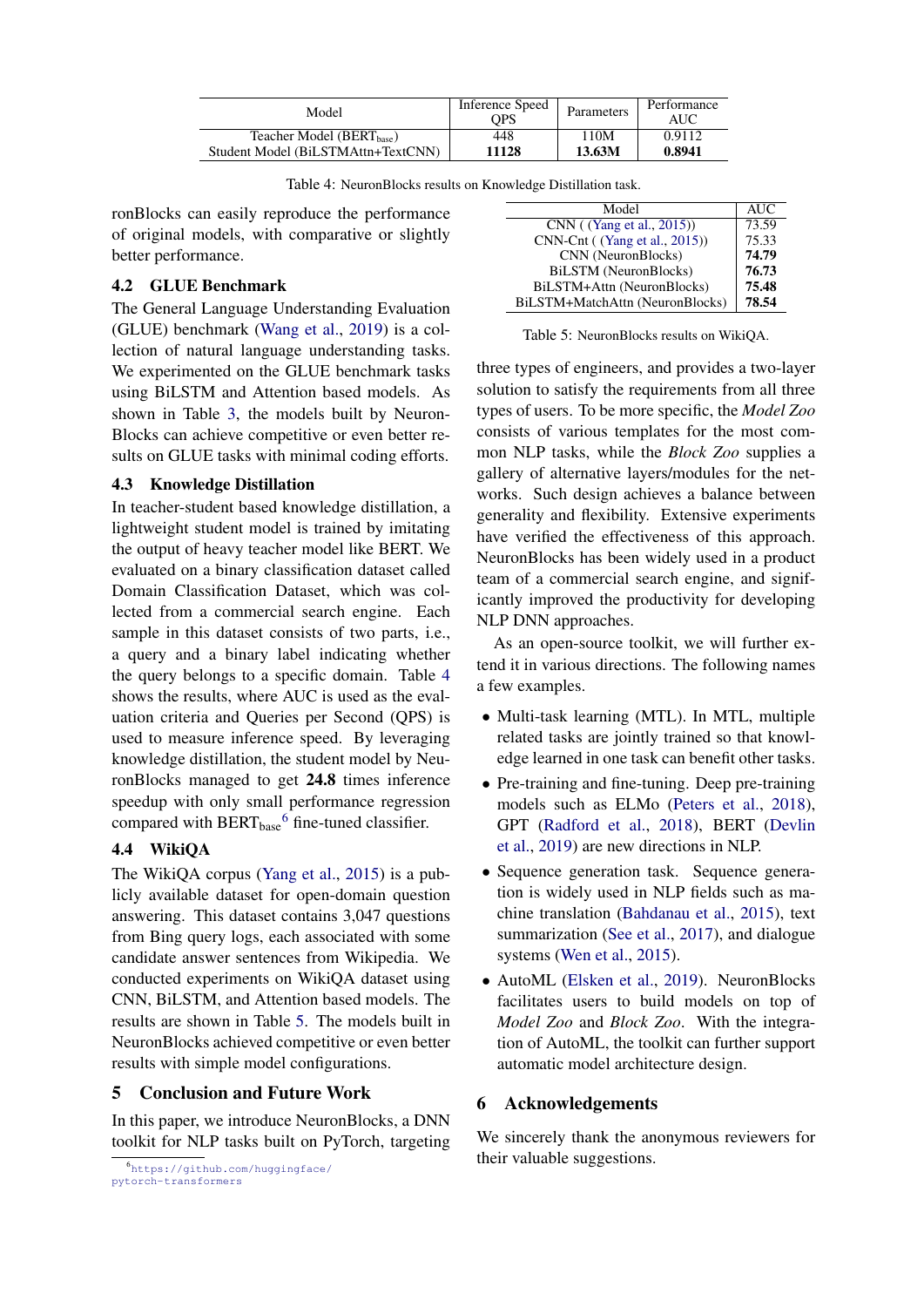| Model | Inference Speed QPS | Parameters | Performance AUC |
|---|---|---|---|
| Teacher Model ($\text{BERT}_{\text{base}}$) | 448 | 110M | 0.9112 |
| Student Model (BiLSTMAttn+TextCNN) | **11128** | **13.63M** | **0.8941** |

Table 4: NeuronBlocks results on Knowledge Distillation task.

ronBlocks can easily reproduce the performance of original models, with comparative or slightly better performance.

### 4.2 GLUE Benchmark

The General Language Understanding Evaluation (GLUE) benchmark (Wang et al., 2019) is a collection of natural language understanding tasks. We experimented on the GLUE benchmark tasks using BiLSTM and Attention based models. As shown in Table 3, the models built by NeuronBlocks can achieve competitive or even better results on GLUE tasks with minimal coding efforts.

### 4.3 Knowledge Distillation

In teacher-student based knowledge distillation, a lightweight student model is trained by imitating the output of heavy teacher model like BERT. We evaluated on a binary classification dataset called Domain Classification Dataset, which was collected from a commercial search engine. Each sample in this dataset consists of two parts, i.e., a query and a binary label indicating whether the query belongs to a specific domain. Table 4 shows the results, where AUC is used as the evaluation criteria and Queries per Second (QPS) is used to measure inference speed. By leveraging knowledge distillation, the student model by NeuronBlocks managed to get **24.8** times inference speedup with only small performance regression compared with $\text{BERT}_{\text{base}}$[6] fine-tuned classifier.

### 4.4 WikiQA

The WikiQA corpus (Yang et al., 2015) is a publicly available dataset for open-domain question answering. This dataset contains 3,047 questions from Bing query logs, each associated with some candidate answer sentences from Wikipedia. We conducted experiments on WikiQA dataset using CNN, BiLSTM, and Attention based models. The results are shown in Table 5. The models built in NeuronBlocks achieved competitive or even better results with simple model configurations.

| Model | AUC |
|---|---|
| CNN ( (Yang et al., 2015)) | 73.59 |
| CNN-Cnt ( (Yang et al., 2015)) | 75.33 |
| CNN (NeuronBlocks) | **74.79** |
| BiLSTM (NeuronBlocks) | **76.73** |
| BiLSTM+Attn (NeuronBlocks) | **75.48** |
| BiLSTM+MatchAttn (NeuronBlocks) | **78.54** |

Table 5: NeuronBlocks results on WikiQA.

## 5 Conclusion and Future Work

In this paper, we introduce NeuronBlocks, a DNN toolkit for NLP tasks built on PyTorch, targeting three types of engineers, and provides a two-layer solution to satisfy the requirements from all three types of users. To be more specific, the *Model Zoo* consists of various templates for the most common NLP tasks, while the *Block Zoo* supplies a gallery of alternative layers/modules for the networks. Such design achieves a balance between generality and flexibility. Extensive experiments have verified the effectiveness of this approach. NeuronBlocks has been widely used in a product team of a commercial search engine, and significantly improved the productivity for developing NLP DNN approaches.

As an open-source toolkit, we will further extend it in various directions. The following names a few examples.

- Multi-task learning (MTL). In MTL, multiple related tasks are jointly trained so that knowledge learned in one task can benefit other tasks.
- Pre-training and fine-tuning. Deep pre-training models such as ELMo (Peters et al., 2018), GPT (Radford et al., 2018), BERT (Devlin et al., 2019) are new directions in NLP.
- Sequence generation task. Sequence generation is widely used in NLP fields such as machine translation (Bahdanau et al., 2015), text summarization (See et al., 2017), and dialogue systems (Wen et al., 2015).
- AutoML (Elsken et al., 2019). NeuronBlocks facilitates users to build models on top of *Model Zoo* and *Block Zoo*. With the integration of AutoML, the toolkit can further support automatic model architecture design.

## 6 Acknowledgements

We sincerely thank the anonymous reviewers for their valuable suggestions.

[6] https://github.com/huggingface/pytorch-transformers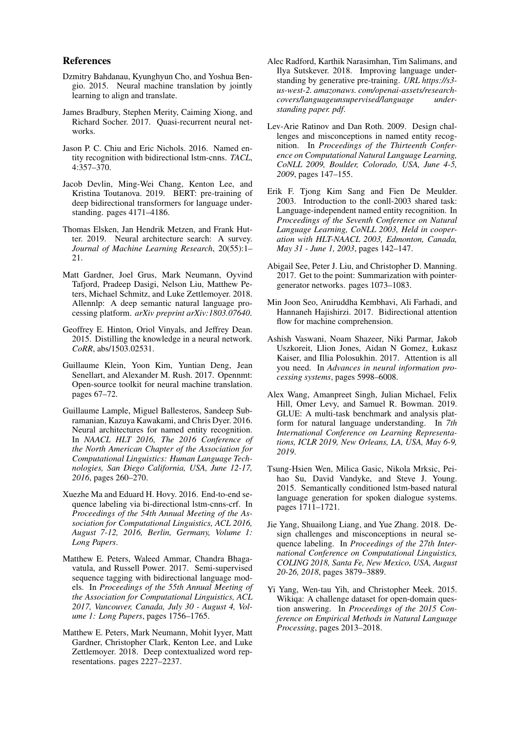## References

Dzmitry Bahdanau, Kyunghyun Cho, and Yoshua Bengio. 2015. Neural machine translation by jointly learning to align and translate.

James Bradbury, Stephen Merity, Caiming Xiong, and Richard Socher. 2017. Quasi-recurrent neural networks.

Jason P. C. Chiu and Eric Nichols. 2016. Named entity recognition with bidirectional lstm-cnns. *TACL*, 4:357–370.

Jacob Devlin, Ming-Wei Chang, Kenton Lee, and Kristina Toutanova. 2019. BERT: pre-training of deep bidirectional transformers for language understanding. pages 4171–4186.

Thomas Elsken, Jan Hendrik Metzen, and Frank Hutter. 2019. Neural architecture search: A survey. *Journal of Machine Learning Research*, 20(55):1–21.

Matt Gardner, Joel Grus, Mark Neumann, Oyvind Tafjord, Pradeep Dasigi, Nelson Liu, Matthew Peters, Michael Schmitz, and Luke Zettlemoyer. 2018. Allennlp: A deep semantic natural language processing platform. *arXiv preprint arXiv:1803.07640*.

Geoffrey E. Hinton, Oriol Vinyals, and Jeffrey Dean. 2015. Distilling the knowledge in a neural network. *CoRR*, abs/1503.02531.

Guillaume Klein, Yoon Kim, Yuntian Deng, Jean Senellart, and Alexander M. Rush. 2017. Opennmt: Open-source toolkit for neural machine translation. pages 67–72.

Guillaume Lample, Miguel Ballesteros, Sandeep Subramanian, Kazuya Kawakami, and Chris Dyer. 2016. Neural architectures for named entity recognition. In *NAACL HLT 2016, The 2016 Conference of the North American Chapter of the Association for Computational Linguistics: Human Language Technologies, San Diego California, USA, June 12-17, 2016*, pages 260–270.

Xuezhe Ma and Eduard H. Hovy. 2016. End-to-end sequence labeling via bi-directional lstm-cnns-crf. In *Proceedings of the 54th Annual Meeting of the Association for Computational Linguistics, ACL 2016, August 7-12, 2016, Berlin, Germany, Volume 1: Long Papers*.

Matthew E. Peters, Waleed Ammar, Chandra Bhagavatula, and Russell Power. 2017. Semi-supervised sequence tagging with bidirectional language models. In *Proceedings of the 55th Annual Meeting of the Association for Computational Linguistics, ACL 2017, Vancouver, Canada, July 30 - August 4, Volume 1: Long Papers*, pages 1756–1765.

Matthew E. Peters, Mark Neumann, Mohit Iyyer, Matt Gardner, Christopher Clark, Kenton Lee, and Luke Zettlemoyer. 2018. Deep contextualized word representations. pages 2227–2237.

Alec Radford, Karthik Narasimhan, Tim Salimans, and Ilya Sutskever. 2018. Improving language understanding by generative pre-training. *URL https://s3-us-west-2. amazonaws. com/openai-assets/research-covers/languageunsupervised/language understanding paper. pdf*.

Lev-Arie Ratinov and Dan Roth. 2009. Design challenges and misconceptions in named entity recognition. In *Proceedings of the Thirteenth Conference on Computational Natural Language Learning, CoNLL 2009, Boulder, Colorado, USA, June 4-5, 2009*, pages 147–155.

Erik F. Tjong Kim Sang and Fien De Meulder. 2003. Introduction to the conll-2003 shared task: Language-independent named entity recognition. In *Proceedings of the Seventh Conference on Natural Language Learning, CoNLL 2003, Held in cooperation with HLT-NAACL 2003, Edmonton, Canada, May 31 - June 1, 2003*, pages 142–147.

Abigail See, Peter J. Liu, and Christopher D. Manning. 2017. Get to the point: Summarization with pointer-generator networks. pages 1073–1083.

Min Joon Seo, Aniruddha Kembhavi, Ali Farhadi, and Hannaneh Hajishirzi. 2017. Bidirectional attention flow for machine comprehension.

Ashish Vaswani, Noam Shazeer, Niki Parmar, Jakob Uszkoreit, Llion Jones, Aidan N Gomez, Łukasz Kaiser, and Illia Polosukhin. 2017. Attention is all you need. In *Advances in neural information processing systems*, pages 5998–6008.

Alex Wang, Amanpreet Singh, Julian Michael, Felix Hill, Omer Levy, and Samuel R. Bowman. 2019. GLUE: A multi-task benchmark and analysis platform for natural language understanding. In *7th International Conference on Learning Representations, ICLR 2019, New Orleans, LA, USA, May 6-9, 2019*.

Tsung-Hsien Wen, Milica Gasic, Nikola Mrksic, Peihao Su, David Vandyke, and Steve J. Young. 2015. Semantically conditioned lstm-based natural language generation for spoken dialogue systems. pages 1711–1721.

Jie Yang, Shuailong Liang, and Yue Zhang. 2018. Design challenges and misconceptions in neural sequence labeling. In *Proceedings of the 27th International Conference on Computational Linguistics, COLING 2018, Santa Fe, New Mexico, USA, August 20-26, 2018*, pages 3879–3889.

Yi Yang, Wen-tau Yih, and Christopher Meek. 2015. Wikiqa: A challenge dataset for open-domain question answering. In *Proceedings of the 2015 Conference on Empirical Methods in Natural Language Processing*, pages 2013–2018.